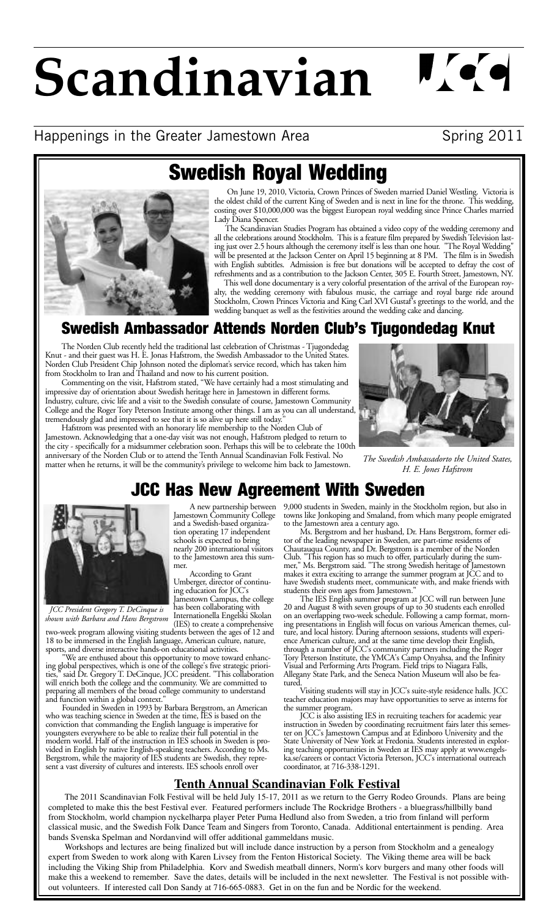# Scandinavian

Happenings in the Greater Jamestown Area

Spring 2011

## Swedish Royal Wedding

On June 19, 2010, Victoria, Crown Princes of Sweden married Daniel Westling. Victoria is the oldest child of the current King of Sweden and is next in line for the throne. This wedding, costing over $10,000,000 was the biggest European royal wedding since Prince Charles married Lady Diana Spencer.

The Scandinavian Studies Program has obtained a video copy of the wedding ceremony and all the celebrations around Stockholm. This is a feature film prepared by Swedish Television lasting just over 2.5 hours although the ceremony itself is less than one hour. "The Royal Wedding" will be presented at the Jackson Center on April 15 beginning at 8 PM. The film is in Swedish with English subtitles. Admission is free but donations will be accepted to defray the cost of refreshments and as a contribution to the Jackson Center, 305 E. Fourth Street, Jamestown, NY.

This well done documentary is a very colorful presentation of the arrival of the European royalty, the wedding ceremony with fabulous music, the carriage and royal barge ride around Stockholm, Crown Princes Victoria and King Carl XVI Gustaf's greetings to the world, and the wedding banquet as well as the festivities around the wedding cake and dancing.

## Swedish Ambassador Attends Norden Club's Tjugondedag Knut

The Norden Club recently held the traditional last celebration of Christmas - Tjugondedag Knut - and their guest was H. E. Jonas Hafstrom, the Swedish Ambassador to the United States. Norden Club President Chip Johnson noted the diplomat's service record, which has taken him from Stockholm to Iran and Thailand and now to his current position.

Commenting on the visit, Hafstrom stated, "We have certainly had a most stimulating and impressive day of orientation about Swedish heritage here in Jamestown in different forms. Industry, culture, civic life and a visit to the Swedish consulate of course, Jamestown Community College and the Roger Tory Peterson Institute among other things. I am as you can all understand, tremendously glad and impressed to see that it is so alive up here still today."

Hafstrom was presented with an honorary life membership to the Norden Club of Jamestown. Acknowledging that a one-day visit was not enough, Hafstrom pledged to return to the city - specifically for a midsummer celebration soon. Perhaps this will be to celebrate the 100th anniversary of the Norden Club or to attend the Tenth Annual Scandinavian Folk Festival. No matter when he returns, it will be the community's privilege to welcome him back to Jamestown.

*The Swedish Ambassadorto the United States, H. E. Jones Hafstrom*

## JCC Has New Agreement With Sweden

*JCC President Gregory T. DeCinque is shown with Barbara and Hans Bergstrom*

A new partnership between Jamestown Community College and a Swedish-based organization operating 17 independent schools is expected to bring nearly 200 international visitors to the Jamestown area this summer.

According to Grant Umberger, director of continuing education for JCC's Jamestown Campus, the college has been collaborating with Internationella Engelski Skolan (IES) to create a comprehensive two-week program allowing visiting students between the ages of 12 and 18 to be immersed in the English language, American culture, nature, sports, and diverse interactive hands-on educational activities.

"We are enthused about this opportunity to move toward enhancing global perspectives, which is one of the college's five strategic priorities," said Dr. Gregory T. DeCinque, JCC president. "This collaboration will enrich both the college and the community. We are committed to preparing all members of the broad college community to understand and function within a global context."

Founded in Sweden in 1993 by Barbara Bergstrom, an American who was teaching science in Sweden at the time, IES is based on the conviction that commanding the English language is imperative for youngsters everywhere to be able to realize their full potential in the modern world. Half of the instruction in IES schools in Sweden is provided in English by native English-speaking teachers. According to Ms. Bergstrom, while the majority of IES students are Swedish, they represent a vast diversity of cultures and interests. IES schools enroll over 9,000 students in Sweden, mainly in the Stockholm region, but also in towns like Jonkoping and Smaland, from which many people emigrated to the Jamestown area a century ago.

Ms. Bergstrom and her husband, Dr. Hans Bergstrom, former editor of the leading newspaper in Sweden, are part-time residents of Chautauqua County, and Dr. Bergstrom is a member of the Norden Club. "This region has so much to offer, particularly during the summer," Ms. Bergstrom said. "The strong Swedish heritage of Jamestown makes it extra exciting to arrange the summer program at JCC and to have Swedish students meet, communicate with, and make friends with students their own ages from Jamestown."

The IES English summer program at JCC will run between June 20 and August 8 with seven groups of up to 30 students each enrolled on an overlapping two-week schedule. Following a camp format, morning presentations in English will focus on various American themes, culture, and local history. During afternoon sessions, students will experience American culture, and at the same time develop their English, through a number of JCC's community partners including the Roger Tory Peterson Institute, the YMCA's Camp Onyahsa, and the Infinity Visual and Performing Arts Program. Field trips to Niagara Falls, Allegany State Park, and the Seneca Nation Museum will also be featured.

Visiting students will stay in JCC's suite-style residence halls. JCC teacher education majors may have opportunities to serve as interns for the summer program.

JCC is also assisting IES in recruiting teachers for academic year instruction in Sweden by coordinating recruitment fairs later this semester on JCC's Jamestown Campus and at Edinboro University and the State University of New York at Fredonia. Students interested in exploring teaching opportunities in Sweden at IES may apply at www.engelska.se/careers or contact Victoria Peterson, JCC's international outreach coordinator, at 716-338-1291.

### Tenth Annual Scandinavian Folk Festival

The 2011 Scandinavian Folk Festival will be held July 15-17, 2011 as we return to the Gerry Rodeo Grounds. Plans are being completed to make this the best Festival ever. Featured performers include The Rockridge Brothers - a bluegrass/hillbilly band from Stockholm, world champion nyckelharpa player Peter Puma Hedlund also from Sweden, a trio from finland will perform classical music, and the Swedish Folk Dance Team and Singers from Toronto, Canada. Additional entertainment is pending. Area bands Svenska Spelman and Nordanvind will offer additional gammeldans music.

Workshops and lectures are being finalized but will include dance instruction by a person from Stockholm and a genealogy expert from Sweden to work along with Karen Livsey from the Fenton Historical Society. The Viking theme area will be back including the Viking Ship from Philadelphia. Korv and Swedish meatball dinners, Norm's korv burgers and many other foods will make this a weekend to remember. Save the dates, details will be included in the next newsletter. The Festival is not possible without volunteers. If interested call Don Sandy at 716-665-0883. Get in on the fun and be Nordic for the weekend.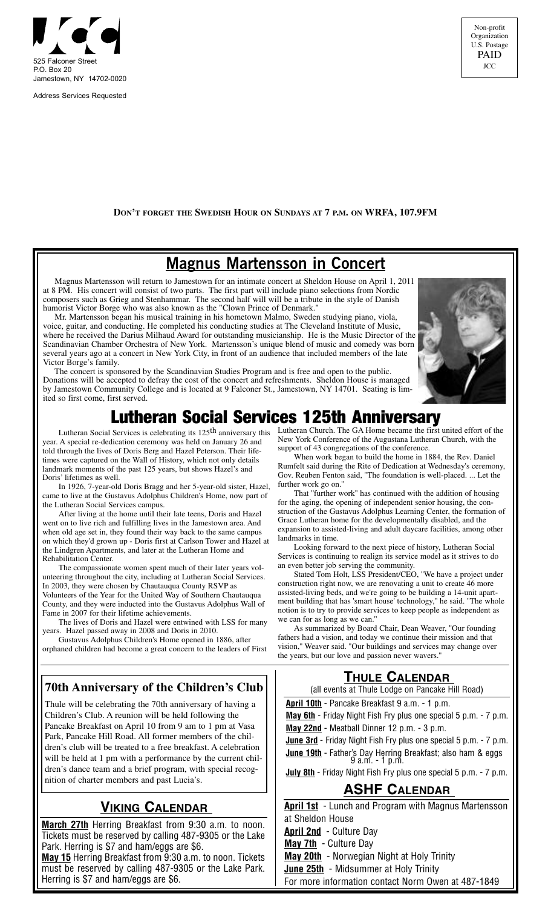525 Falconer Street
P.O. Box 20
Jamestown, NY 14702-0020

Address Services Requested

Non-profit Organization
U.S. Postage
PAID
JCC

**DON'T FORGET THE SWEDISH HOUR ON SUNDAYS AT 7 P.M. ON WRFA, 107.9FM**

## Magnus Martensson in Concert

Magnus Martensson will return to Jamestown for an intimate concert at Sheldon House on April 1, 2011 at 8 PM. His concert will consist of two parts. The first part will include piano selections from Nordic composers such as Grieg and Stenhammar. The second half will will be a tribute in the style of Danish humorist Victor Borge who was also known as the "Clown Prince of Denmark."

Mr. Martensson began his musical training in his hometown Malmo, Sweden studying piano, viola, voice, guitar, and conducting. He completed his conducting studies at The Cleveland Institute of Music, where he received the Darius Milhaud Award for outstanding musicianship. He is the Music Director of the Scandinavian Chamber Orchestra of New York. Martensson's unique blend of music and comedy was born several years ago at a concert in New York City, in front of an audience that included members of the late Victor Borge's family.

The concert is sponsored by the Scandinavian Studies Program and is free and open to the public. Donations will be accepted to defray the cost of the concert and refreshments. Sheldon House is managed by Jamestown Community College and is located at 9 Falconer St., Jamestown, NY 14701. Seating is limited so first come, first served.

## Lutheran Social Services 125th Anniversary

Lutheran Social Services is celebrating its 125th anniversary this year. A special re-dedication ceremony was held on January 26 and told through the lives of Doris Berg and Hazel Peterson. Their lifetimes were captured on the Wall of History, which not only details landmark moments of the past 125 years, but shows Hazel's and Doris' lifetimes as well.

In 1926, 7-year-old Doris Bragg and her 5-year-old sister, Hazel, came to live at the Gustavus Adolphus Children's Home, now part of the Lutheran Social Services campus.

After living at the home until their late teens, Doris and Hazel went on to live rich and fulfilling lives in the Jamestown area. And when old age set in, they found their way back to the same campus on which they'd grown up - Doris first at Carlson Tower and Hazel at the Lindgren Apartments, and later at the Lutheran Home and Rehabilitation Center.

The compassionate women spent much of their later years volunteering throughout the city, including at Lutheran Social Services. In 2003, they were chosen by Chautauqua County RSVP as Volunteers of the Year for the United Way of Southern Chautauqua County, and they were inducted into the Gustavus Adolphus Wall of Fame in 2007 for their lifetime achievements.

The lives of Doris and Hazel were entwined with LSS for many years. Hazel passed away in 2008 and Doris in 2010.

Gustavus Adolphus Children's Home opened in 1886, after orphaned children had become a great concern to the leaders of First Lutheran Church. The GA Home became the first united effort of the New York Conference of the Augustana Lutheran Church, with the support of 43 congregations of the conference.

When work began to build the home in 1884, the Rev. Daniel Rumfelt said during the Rite of Dedication at Wednesday's ceremony, Gov. Reuben Fenton said, "The foundation is well-placed. ... Let the further work go on."

That "further work" has continued with the addition of housing for the aging, the opening of independent senior housing, the construction of the Gustavus Adolphus Learning Center, the formation of Grace Lutheran home for the developmentally disabled, and the expansion to assisted-living and adult daycare facilities, among other landmarks in time.

Looking forward to the next piece of history, Lutheran Social Services is continuing to realign its service model as it strives to do an even better job serving the community.

Stated Tom Holt, LSS President/CEO, "We have a project under construction right now, we are renovating a unit to create 46 more assisted-living beds, and we're going to be building a 14-unit apartment building that has 'smart house' technology," he said. "The whole notion is to try to provide services to keep people as independent as we can for as long as we can."

As summarized by Board Chair, Dean Weaver, "Our founding fathers had a vision, and today we continue their mission and that vision," Weaver said. "Our buildings and services may change over the years, but our love and passion never wavers."

### 70th Anniversary of the Children's Club

Thule will be celebrating the 70th anniversary of having a Children's Club. A reunion will be held following the Pancake Breakfast on April 10 from 9 am to 1 pm at Vasa Park, Pancake Hill Road. All former members of the children's club will be treated to a free breakfast. A celebration will be held at 1 pm with a performance by the current children's dance team and a brief program, with special recognition of charter members and past Lucia's.

### VIKING CALENDAR

**March 27th** Herring Breakfast from 9:30 a.m. to noon. Tickets must be reserved by calling 487-9305 or the Lake Park. Herring is $7 and ham/eggs are $6.

**May 15** Herring Breakfast from 9:30 a.m. to noon. Tickets must be reserved by calling 487-9305 or the Lake Park. Herring is $7 and ham/eggs are $6.

### THULE CALENDAR

(all events at Thule Lodge on Pancake Hill Road)

**April 10th** - Pancake Breakfast 9 a.m. - 1 p.m.

**May 6th** - Friday Night Fish Fry plus one special 5 p.m. - 7 p.m.

**May 22nd** - Meatball Dinner 12 p.m. - 3 p.m.

**June 3rd** - Friday Night Fish Fry plus one special 5 p.m. - 7 p.m.

**June 19th** - Father's Day Herring Breakfast; also ham & eggs 9 a.m. - 1 p.m.

**July 8th** - Friday Night Fish Fry plus one special 5 p.m. - 7 p.m.

### ASHF CALENDAR

**April 1st** - Lunch and Program with Magnus Martensson at Sheldon House

**April 2nd** - Culture Day

**May 7th** - Culture Day

**May 20th** - Norwegian Night at Holy Trinity

**June 25th** - Midsummer at Holy Trinity

For more information contact Norm Owen at 487-1849